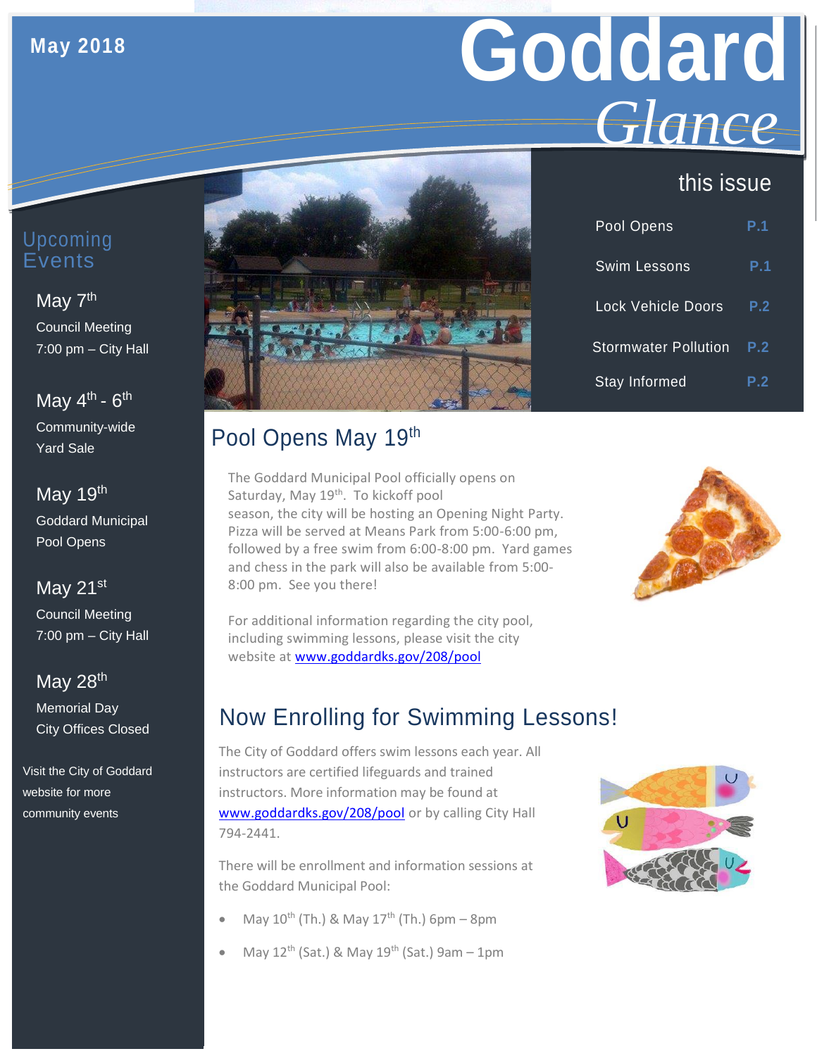May 2018

# Goddard *Glance*

## this issue

| | |
|---|---|
| Pool Opens | P.1 |
| Swim Lessons | P.1 |
| Lock Vehicle Doors | P.2 |
| Stormwater Pollution | P.2 |
| Stay Informed | P.2 |

## Upcoming Events

**May 7th**
Council Meeting
7:00 pm – City Hall

**May 4th - 6th**
Community-wide Yard Sale

**May 19th**
Goddard Municipal Pool Opens

**May 21st**
Council Meeting
7:00 pm – City Hall

**May 28th**
Memorial Day
City Offices Closed

Visit the City of Goddard website for more community events

## Pool Opens May 19th

The Goddard Municipal Pool officially opens on Saturday, May 19th. To kickoff pool season, the city will be hosting an Opening Night Party. Pizza will be served at Means Park from 5:00-6:00 pm, followed by a free swim from 6:00-8:00 pm. Yard games and chess in the park will also be available from 5:00-8:00 pm. See you there!

For additional information regarding the city pool, including swimming lessons, please visit the city website at www.goddardks.gov/208/pool

## Now Enrolling for Swimming Lessons!

The City of Goddard offers swim lessons each year. All instructors are certified lifeguards and trained instructors. More information may be found at www.goddardks.gov/208/pool or by calling City Hall 794-2441.

There will be enrollment and information sessions at the Goddard Municipal Pool:

- May 10th (Th.) & May 17th (Th.) 6pm – 8pm
- May 12th (Sat.) & May 19th (Sat.) 9am – 1pm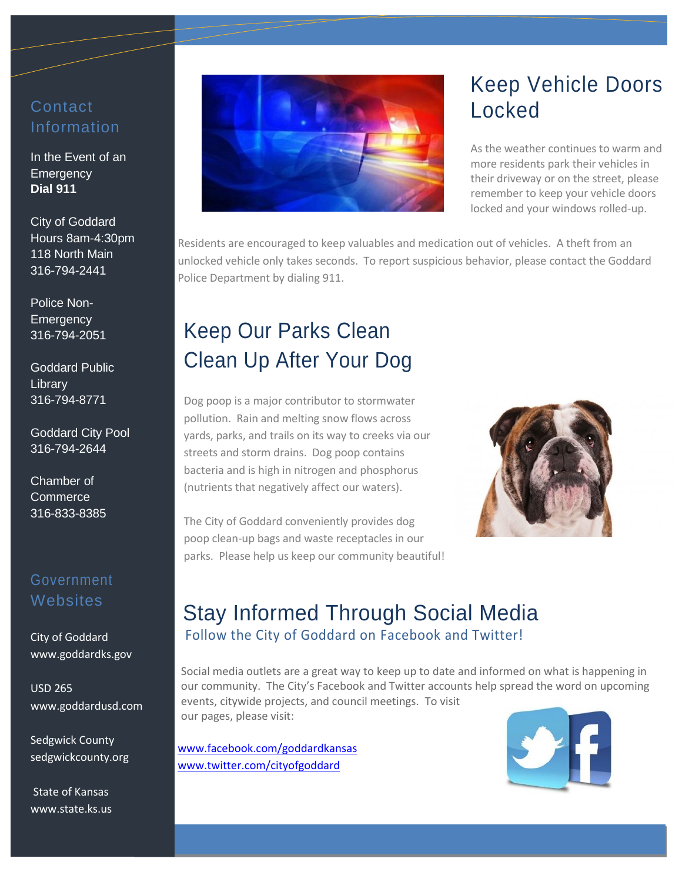## Contact Information

In the Event of an Emergency
**Dial 911**

City of Goddard
Hours 8am-4:30pm
118 North Main
316-794-2441

Police Non-Emergency
316-794-2051

Goddard Public Library
316-794-8771

Goddard City Pool
316-794-2644

Chamber of Commerce
316-833-8385

## Government Websites

City of Goddard
www.goddardks.gov

USD 265
www.goddardusd.com

Sedgwick County
sedgwickcounty.org

State of Kansas
www.state.ks.us

# Keep Vehicle Doors Locked

As the weather continues to warm and more residents park their vehicles in their driveway or on the street, please remember to keep your vehicle doors locked and your windows rolled-up.

Residents are encouraged to keep valuables and medication out of vehicles. A theft from an unlocked vehicle only takes seconds. To report suspicious behavior, please contact the Goddard Police Department by dialing 911.

# Keep Our Parks Clean
# Clean Up After Your Dog

Dog poop is a major contributor to stormwater pollution. Rain and melting snow flows across yards, parks, and trails on its way to creeks via our streets and storm drains. Dog poop contains bacteria and is high in nitrogen and phosphorus (nutrients that negatively affect our waters).

The City of Goddard conveniently provides dog poop clean-up bags and waste receptacles in our parks. Please help us keep our community beautiful!

# Stay Informed Through Social Media

## Follow the City of Goddard on Facebook and Twitter!

Social media outlets are a great way to keep up to date and informed on what is happening in our community. The City's Facebook and Twitter accounts help spread the word on upcoming events, citywide projects, and council meetings. To visit our pages, please visit:

www.facebook.com/goddardkansas
www.twitter.com/cityofgoddard